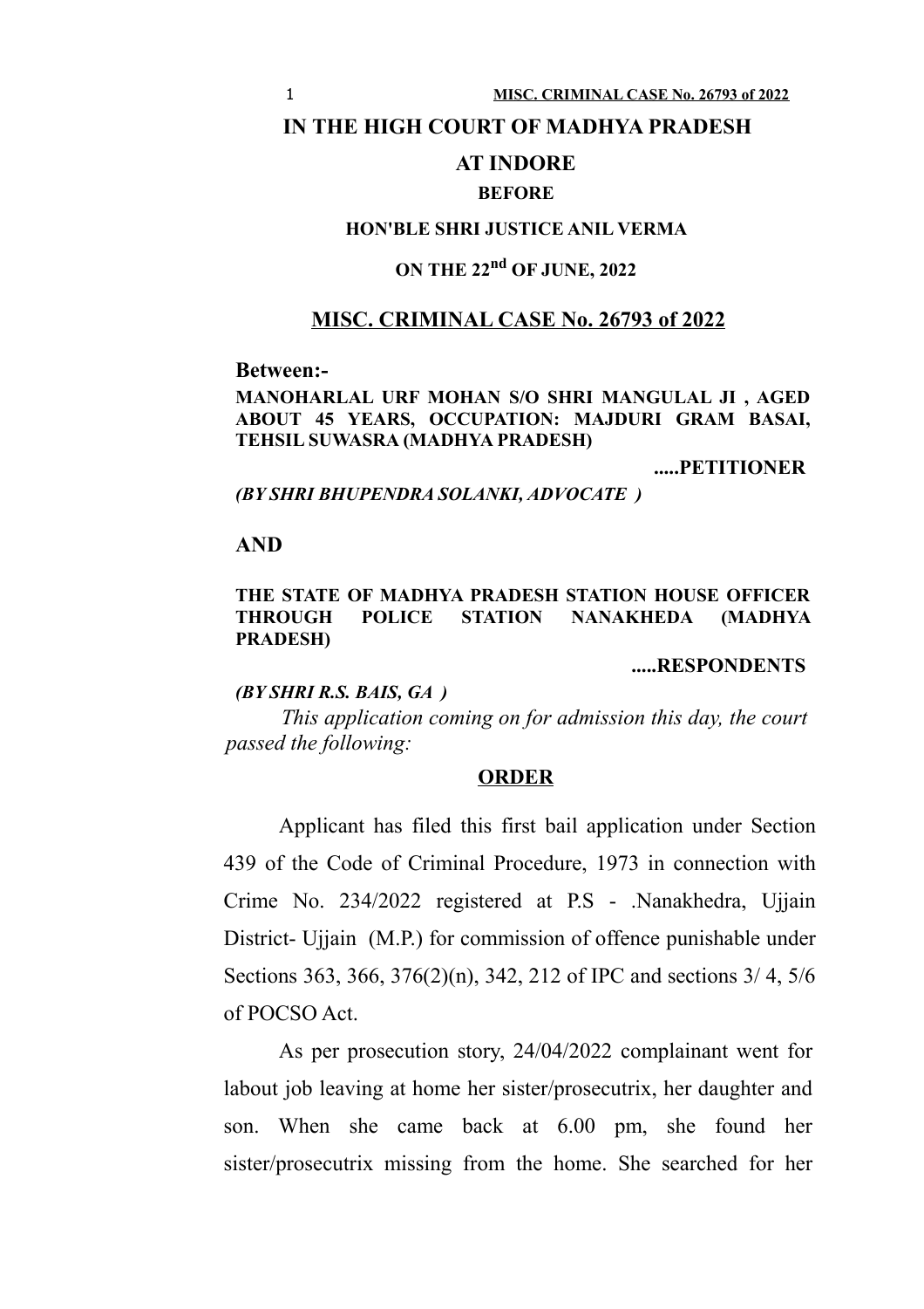# IN THE HIGH COURT OF MADHYA PRADESH

## AT INDORE

### BEFORE

**HON'BLE SHRI JUSTICE ANIL VERMA**

**ON THE 22nd OF JUNE, 2022**

## MISC. CRIMINAL CASE No. 26793 of 2022

**Between:-**

**MANOHARLAL URF MOHAN S/O SHRI MANGULAL JI , AGED ABOUT 45 YEARS, OCCUPATION: MAJDURI GRAM BASAI, TEHSIL SUWASRA (MADHYA PRADESH)**

**.....PETITIONER**

***(BY SHRI BHUPENDRA SOLANKI, ADVOCATE )***

**AND**

**THE STATE OF MADHYA PRADESH STATION HOUSE OFFICER THROUGH POLICE STATION NANAKHEDA (MADHYA PRADESH)**

**.....RESPONDENTS**

***(BY SHRI R.S. BAIS, GA )***

*This application coming on for admission this day, the court passed the following:*

**ORDER**

Applicant has filed this first bail application under Section 439 of the Code of Criminal Procedure, 1973 in connection with Crime No. 234/2022 registered at P.S - .Nanakhedra, Ujjain District- Ujjain (M.P.) for commission of offence punishable under Sections 363, 366, 376(2)(n), 342, 212 of IPC and sections 3/ 4, 5/6 of POCSO Act.

As per prosecution story, 24/04/2022 complainant went for labout job leaving at home her sister/prosecutrix, her daughter and son. When she came back at 6.00 pm, she found her sister/prosecutrix missing from the home. She searched for her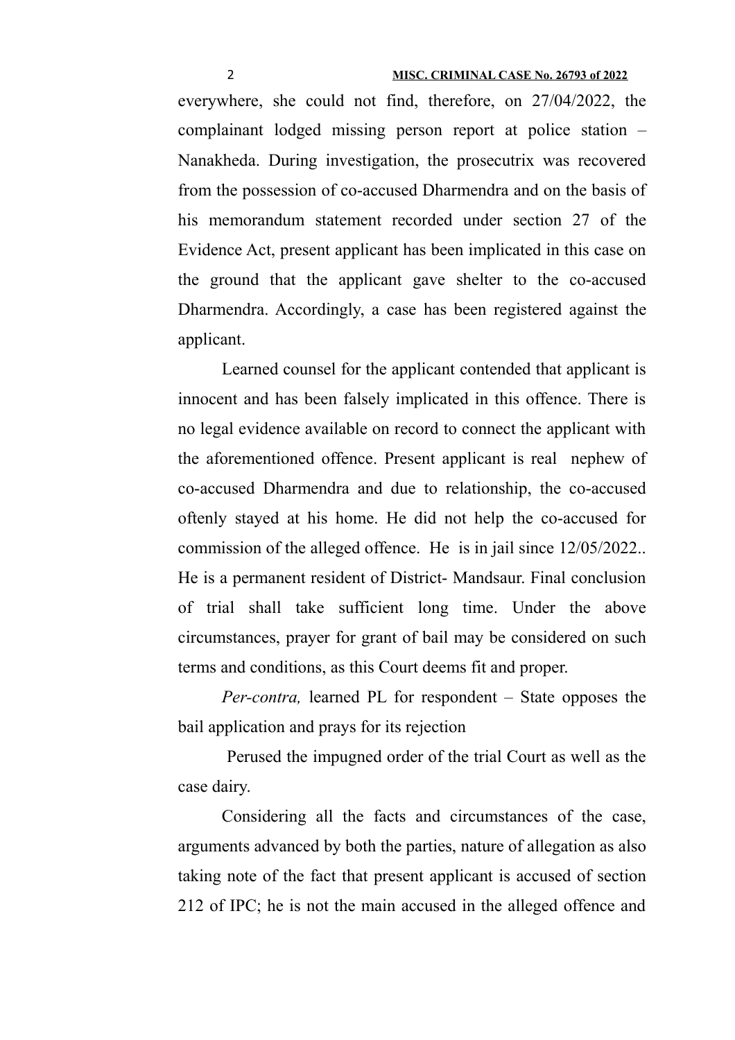everywhere, she could not find, therefore, on 27/04/2022, the complainant lodged missing person report at police station – Nanakheda. During investigation, the prosecutrix was recovered from the possession of co-accused Dharmendra and on the basis of his memorandum statement recorded under section 27 of the Evidence Act, present applicant has been implicated in this case on the ground that the applicant gave shelter to the co-accused Dharmendra. Accordingly, a case has been registered against the applicant.

Learned counsel for the applicant contended that applicant is innocent and has been falsely implicated in this offence. There is no legal evidence available on record to connect the applicant with the aforementioned offence. Present applicant is real nephew of co-accused Dharmendra and due to relationship, the co-accused oftenly stayed at his home. He did not help the co-accused for commission of the alleged offence. He is in jail since 12/05/2022.. He is a permanent resident of District- Mandsaur. Final conclusion of trial shall take sufficient long time. Under the above circumstances, prayer for grant of bail may be considered on such terms and conditions, as this Court deems fit and proper.

*Per-contra,* learned PL for respondent – State opposes the bail application and prays for its rejection

Perused the impugned order of the trial Court as well as the case dairy.

Considering all the facts and circumstances of the case, arguments advanced by both the parties, nature of allegation as also taking note of the fact that present applicant is accused of section 212 of IPC; he is not the main accused in the alleged offence and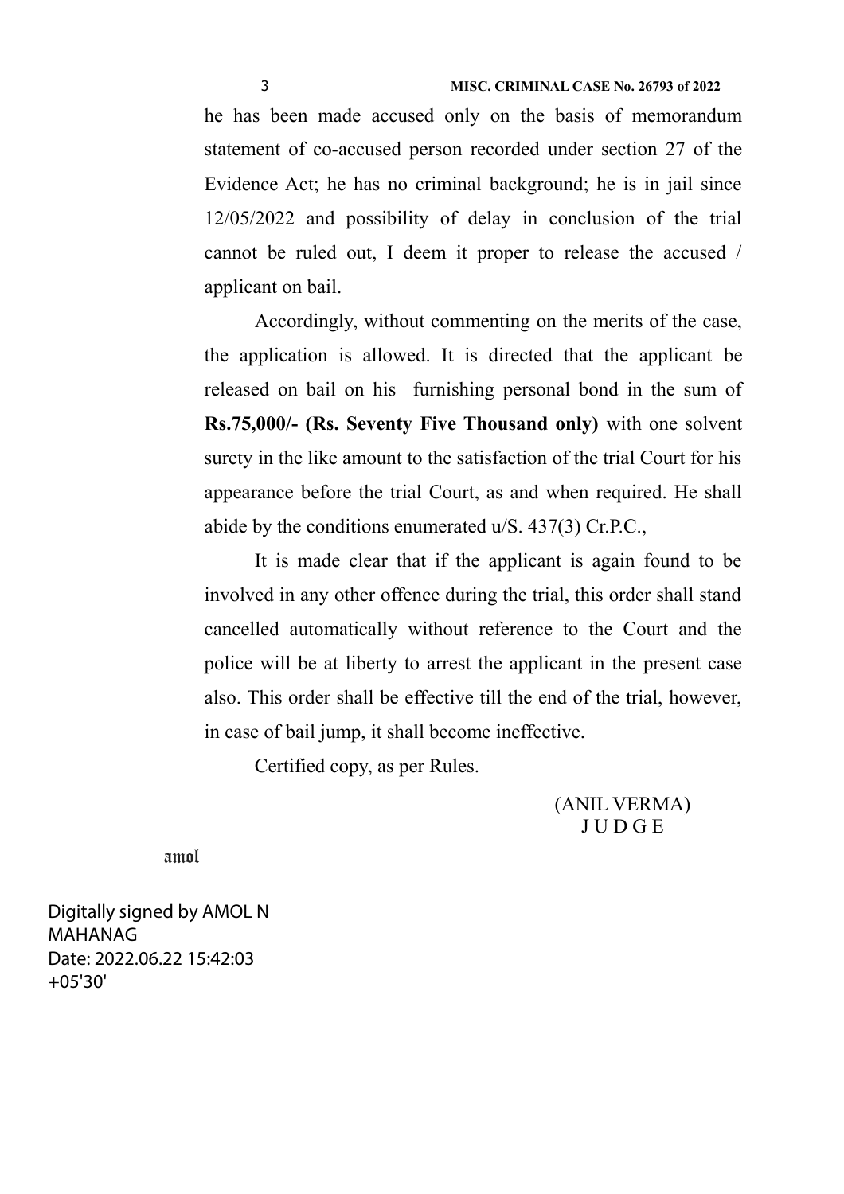he has been made accused only on the basis of memorandum statement of co-accused person recorded under section 27 of the Evidence Act; he has no criminal background; he is in jail since 12/05/2022 and possibility of delay in conclusion of the trial cannot be ruled out, I deem it proper to release the accused / applicant on bail.

Accordingly, without commenting on the merits of the case, the application is allowed. It is directed that the applicant be released on bail on his furnishing personal bond in the sum of **Rs.75,000/- (Rs. Seventy Five Thousand only)** with one solvent surety in the like amount to the satisfaction of the trial Court for his appearance before the trial Court, as and when required. He shall abide by the conditions enumerated u/S. 437(3) Cr.P.C.,

It is made clear that if the applicant is again found to be involved in any other offence during the trial, this order shall stand cancelled automatically without reference to the Court and the police will be at liberty to arrest the applicant in the present case also. This order shall be effective till the end of the trial, however, in case of bail jump, it shall become ineffective.

Certified copy, as per Rules.

(ANIL VERMA)
J U D G E

amol

Digitally signed by AMOL N MAHANAG
Date: 2022.06.22 15:42:03 +05'30'